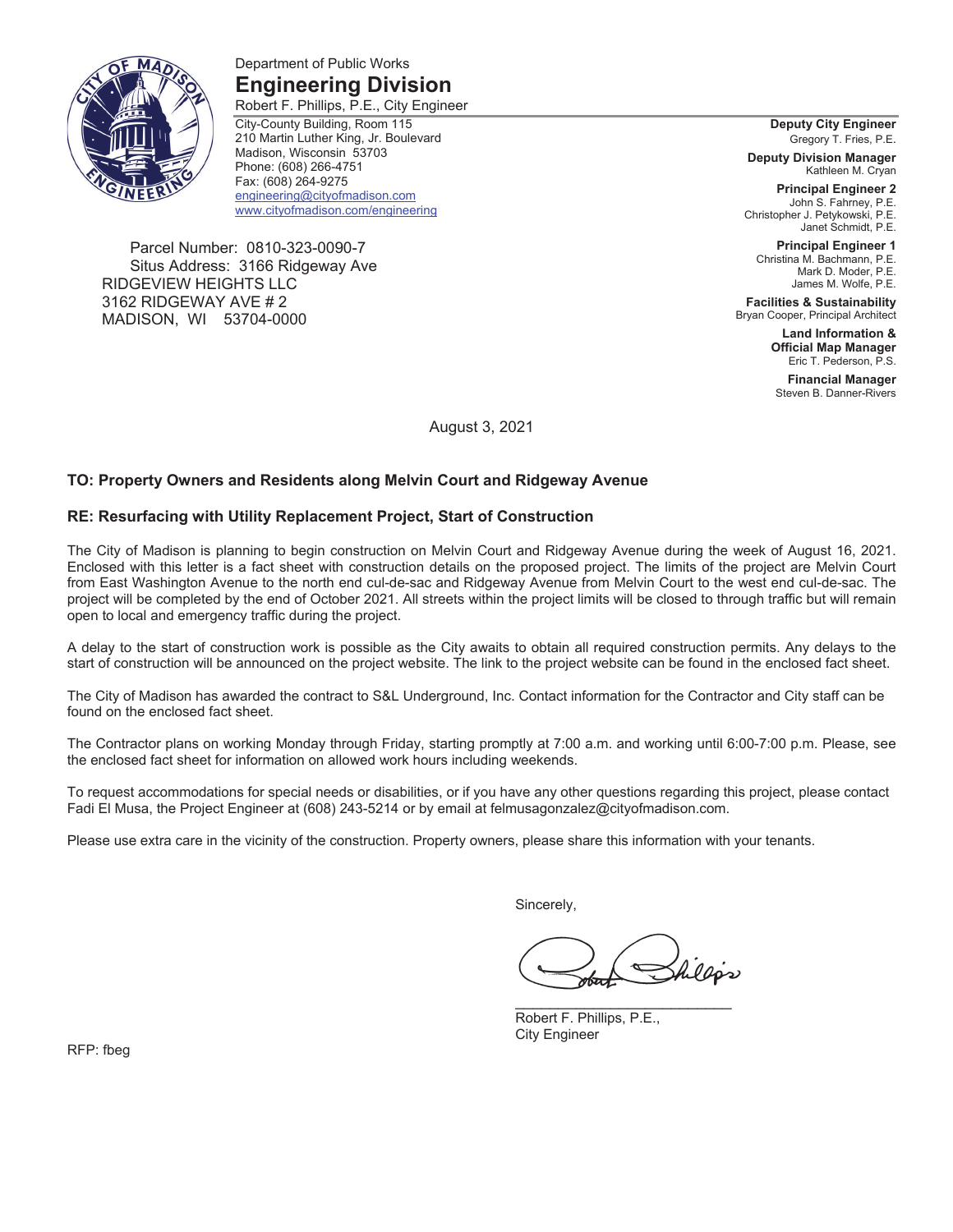Department of Public Works

# Engineering Division

Robert F. Phillips, P.E., City Engineer

City-County Building, Room 115
210 Martin Luther King, Jr. Boulevard
Madison, Wisconsin 53703
Phone: (608) 266-4751
Fax: (608) 264-9275
engineering@cityofmadison.com
www.cityofmadison.com/engineering

**Deputy City Engineer**
Gregory T. Fries, P.E.

**Deputy Division Manager**
Kathleen M. Cryan

**Principal Engineer 2**
John S. Fahrney, P.E.
Christopher J. Petykowski, P.E.
Janet Schmidt, P.E.

**Principal Engineer 1**
Christina M. Bachmann, P.E.
Mark D. Moder, P.E.
James M. Wolfe, P.E.

**Facilities & Sustainability**
Bryan Cooper, Principal Architect

**Land Information & Official Map Manager**
Eric T. Pederson, P.S.

**Financial Manager**
Steven B. Danner-Rivers

Parcel Number: 0810-323-0090-7
Situs Address: 3166 Ridgeway Ave
RIDGEVIEW HEIGHTS LLC
3162 RIDGEWAY AVE # 2
MADISON, WI 53704-0000

August 3, 2021

**TO: Property Owners and Residents along Melvin Court and Ridgeway Avenue**

**RE: Resurfacing with Utility Replacement Project, Start of Construction**

The City of Madison is planning to begin construction on Melvin Court and Ridgeway Avenue during the week of August 16, 2021. Enclosed with this letter is a fact sheet with construction details on the proposed project. The limits of the project are Melvin Court from East Washington Avenue to the north end cul-de-sac and Ridgeway Avenue from Melvin Court to the west end cul-de-sac. The project will be completed by the end of October 2021. All streets within the project limits will be closed to through traffic but will remain open to local and emergency traffic during the project.

A delay to the start of construction work is possible as the City awaits to obtain all required construction permits. Any delays to the start of construction will be announced on the project website. The link to the project website can be found in the enclosed fact sheet.

The City of Madison has awarded the contract to S&L Underground, Inc. Contact information for the Contractor and City staff can be found on the enclosed fact sheet.

The Contractor plans on working Monday through Friday, starting promptly at 7:00 a.m. and working until 6:00-7:00 p.m. Please, see the enclosed fact sheet for information on allowed work hours including weekends.

To request accommodations for special needs or disabilities, or if you have any other questions regarding this project, please contact Fadi El Musa, the Project Engineer at (608) 243-5214 or by email at felmusagonzalez@cityofmadison.com.

Please use extra care in the vicinity of the construction. Property owners, please share this information with your tenants.

Sincerely,

Robert F. Phillips, P.E.,
City Engineer

RFP: fbeg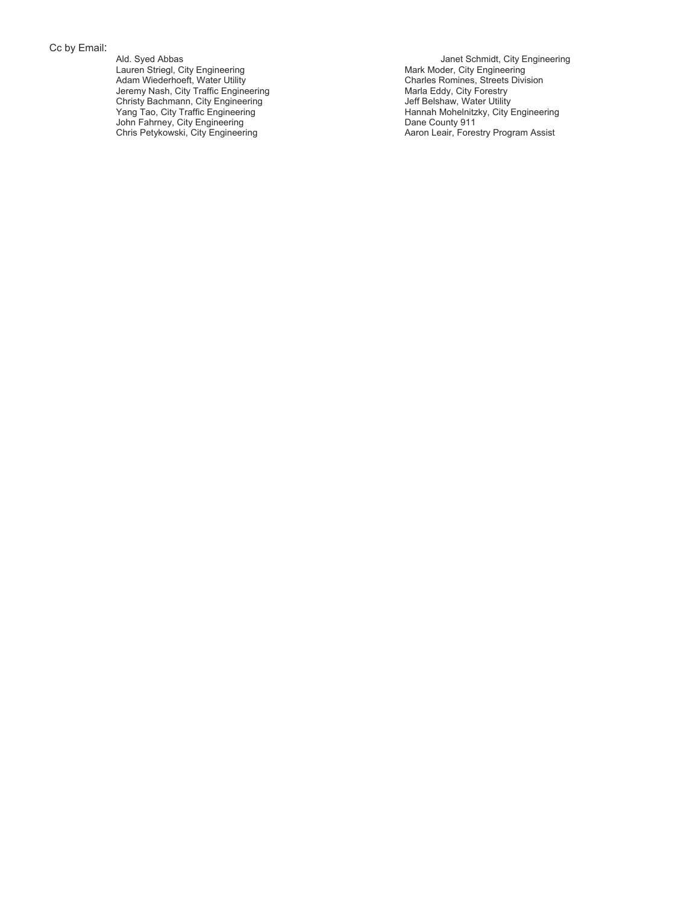Cc by Email:

Ald. Syed Abbas
Lauren Striegl, City Engineering
Adam Wiederhoeft, Water Utility
Jeremy Nash, City Traffic Engineering
Christy Bachmann, City Engineering
Yang Tao, City Traffic Engineering
John Fahrney, City Engineering
Chris Petykowski, City Engineering
Janet Schmidt, City Engineering
Mark Moder, City Engineering
Charles Romines, Streets Division
Marla Eddy, City Forestry
Jeff Belshaw, Water Utility
Hannah Mohelnitzky, City Engineering
Dane County 911
Aaron Leair, Forestry Program Assist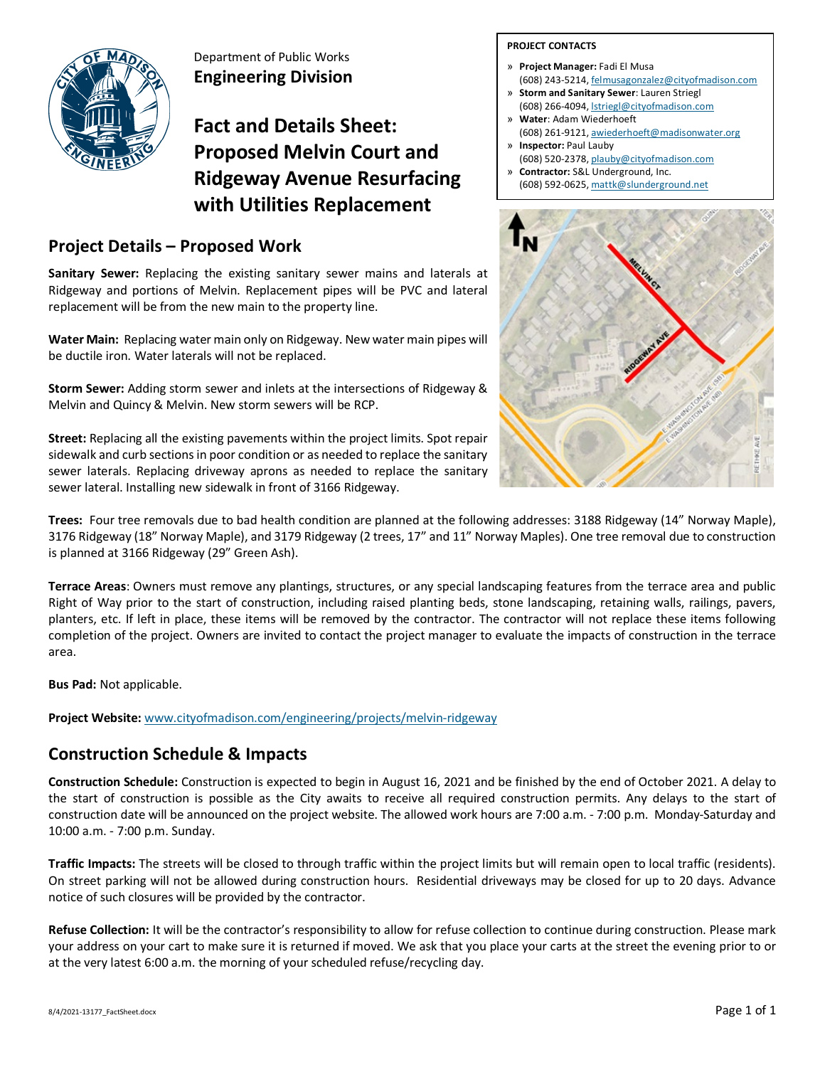Department of Public Works
**Engineering Division**

# Fact and Details Sheet: Proposed Melvin Court and Ridgeway Avenue Resurfacing with Utilities Replacement

**PROJECT CONTACTS**

- **Project Manager:** Fadi El Musa
  (608) 243-5214, felmusagonzalez@cityofmadison.com
- **Storm and Sanitary Sewer**: Lauren Striegl
  (608) 266-4094, lstriegl@cityofmadison.com
- **Water**: Adam Wiederhoeft
  (608) 261-9121, awiederhoeft@madisonwater.org
- **Inspector:** Paul Lauby
  (608) 520-2378, plauby@cityofmadison.com
- **Contractor:** S&L Underground, Inc.
  (608) 592-0625, mattk@slunderground.net

## Project Details – Proposed Work

**Sanitary Sewer:** Replacing the existing sanitary sewer mains and laterals at Ridgeway and portions of Melvin. Replacement pipes will be PVC and lateral replacement will be from the new main to the property line.

**Water Main:** Replacing water main only on Ridgeway. New water main pipes will be ductile iron. Water laterals will not be replaced.

**Storm Sewer:** Adding storm sewer and inlets at the intersections of Ridgeway & Melvin and Quincy & Melvin. New storm sewers will be RCP.

**Street:** Replacing all the existing pavements within the project limits. Spot repair sidewalk and curb sections in poor condition or as needed to replace the sanitary sewer laterals. Replacing driveway aprons as needed to replace the sanitary sewer lateral. Installing new sidewalk in front of 3166 Ridgeway.

**Trees:** Four tree removals due to bad health condition are planned at the following addresses: 3188 Ridgeway (14" Norway Maple), 3176 Ridgeway (18" Norway Maple), and 3179 Ridgeway (2 trees, 17" and 11" Norway Maples). One tree removal due to construction is planned at 3166 Ridgeway (29" Green Ash).

**Terrace Areas**: Owners must remove any plantings, structures, or any special landscaping features from the terrace area and public Right of Way prior to the start of construction, including raised planting beds, stone landscaping, retaining walls, railings, pavers, planters, etc. If left in place, these items will be removed by the contractor. The contractor will not replace these items following completion of the project. Owners are invited to contact the project manager to evaluate the impacts of construction in the terrace area.

**Bus Pad:** Not applicable.

**Project Website:** www.cityofmadison.com/engineering/projects/melvin-ridgeway

## Construction Schedule & Impacts

**Construction Schedule:** Construction is expected to begin in August 16, 2021 and be finished by the end of October 2021. A delay to the start of construction is possible as the City awaits to receive all required construction permits. Any delays to the start of construction date will be announced on the project website. The allowed work hours are 7:00 a.m. - 7:00 p.m. Monday-Saturday and 10:00 a.m. - 7:00 p.m. Sunday.

**Traffic Impacts:** The streets will be closed to through traffic within the project limits but will remain open to local traffic (residents). On street parking will not be allowed during construction hours. Residential driveways may be closed for up to 20 days. Advance notice of such closures will be provided by the contractor.

**Refuse Collection:** It will be the contractor's responsibility to allow for refuse collection to continue during construction. Please mark your address on your cart to make sure it is returned if moved. We ask that you place your carts at the street the evening prior to or at the very latest 6:00 a.m. the morning of your scheduled refuse/recycling day.

8/4/2021-13177_FactSheet.docx